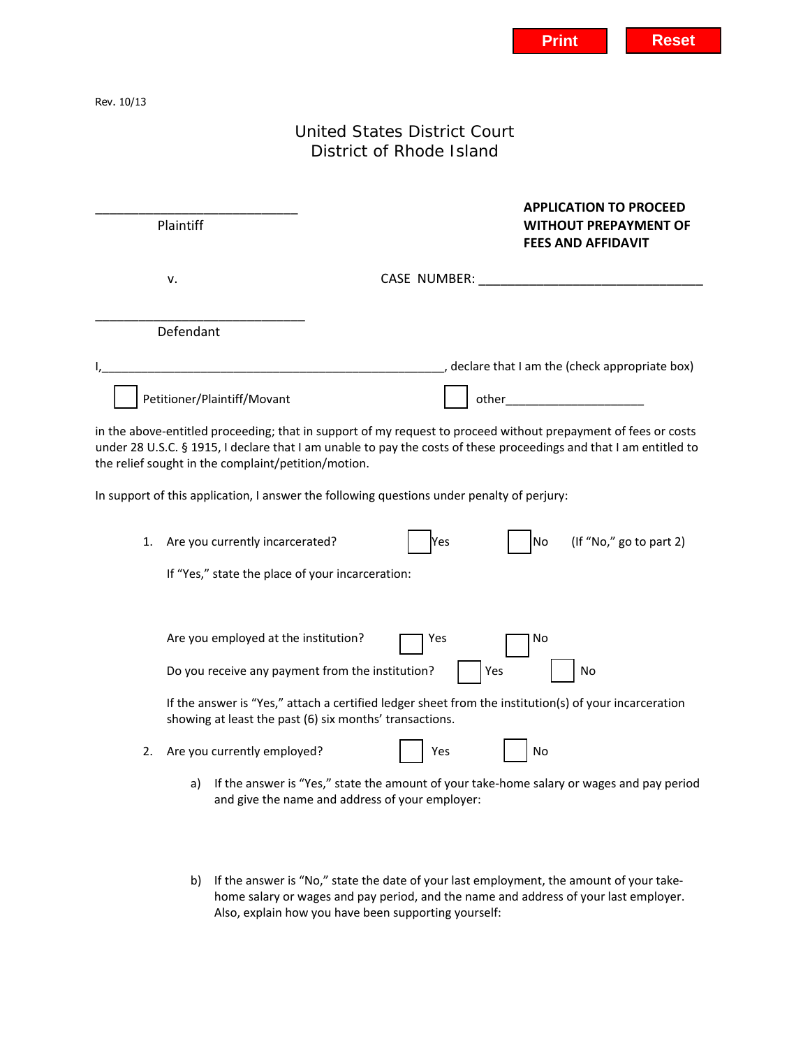Rev. 10/13

# United States District Court
# District of Rhode Island

______________________________
Plaintiff

**APPLICATION TO PROCEED WITHOUT PREPAYMENT OF FEES AND AFFIDAVIT**

v.

CASE NUMBER: _________________________________

______________________________
Defendant

I,_______________________________________________________, declare that I am the (check appropriate box)

☐ Petitioner/Plaintiff/Movant ☐ other_____________________

in the above-entitled proceeding; that in support of my request to proceed without prepayment of fees or costs under 28 U.S.C. § 1915, I declare that I am unable to pay the costs of these proceedings and that I am entitled to the relief sought in the complaint/petition/motion.

In support of this application, I answer the following questions under penalty of perjury:

1. Are you currently incarcerated? ☐ Yes ☐ No (If "No," go to part 2)

   If "Yes," state the place of your incarceration:

   Are you employed at the institution? ☐ Yes ☐ No

   Do you receive any payment from the institution? ☐ Yes ☐ No

   If the answer is "Yes," attach a certified ledger sheet from the institution(s) of your incarceration showing at least the past (6) six months' transactions.

2. Are you currently employed? ☐ Yes ☐ No

   a) If the answer is "Yes," state the amount of your take-home salary or wages and pay period and give the name and address of your employer:

   b) If the answer is "No," state the date of your last employment, the amount of your take-home salary or wages and pay period, and the name and address of your last employer. Also, explain how you have been supporting yourself: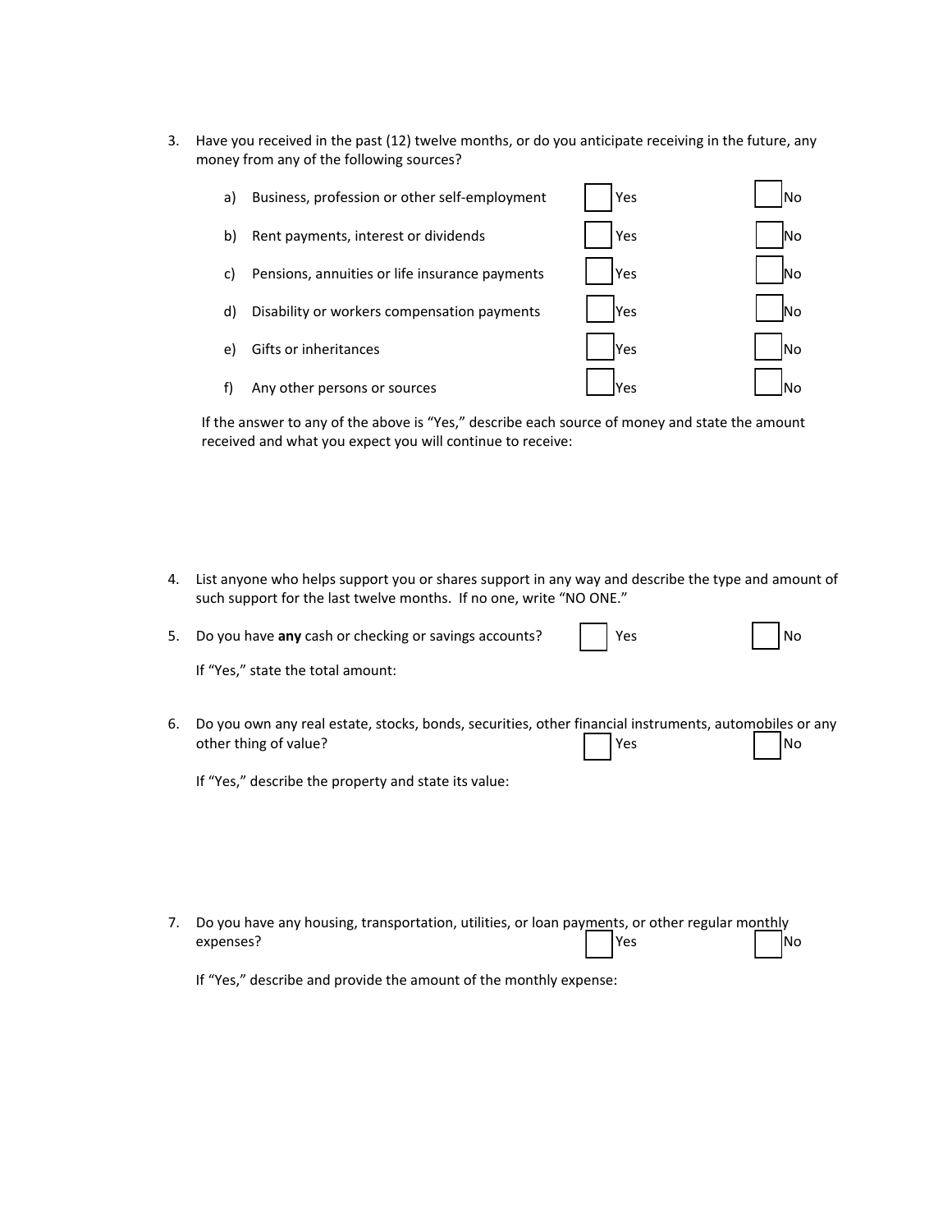3. Have you received in the past (12) twelve months, or do you anticipate receiving in the future, any money from any of the following sources?

   a) Business, profession or other self-employment ☐ Yes ☐ No

   b) Rent payments, interest or dividends ☐ Yes ☐ No

   c) Pensions, annuities or life insurance payments ☐ Yes ☐ No

   d) Disability or workers compensation payments ☐ Yes ☐ No

   e) Gifts or inheritances ☐ Yes ☐ No

   f) Any other persons or sources ☐ Yes ☐ No

   If the answer to any of the above is "Yes," describe each source of money and state the amount received and what you expect you will continue to receive:

4. List anyone who helps support you or shares support in any way and describe the type and amount of such support for the last twelve months. If no one, write "NO ONE."

5. Do you have **any** cash or checking or savings accounts? ☐ Yes ☐ No

   If "Yes," state the total amount:

6. Do you own any real estate, stocks, bonds, securities, other financial instruments, automobiles or any other thing of value? ☐ Yes ☐ No

   If "Yes," describe the property and state its value:

7. Do you have any housing, transportation, utilities, or loan payments, or other regular monthly expenses? ☐ Yes ☐ No

   If "Yes," describe and provide the amount of the monthly expense: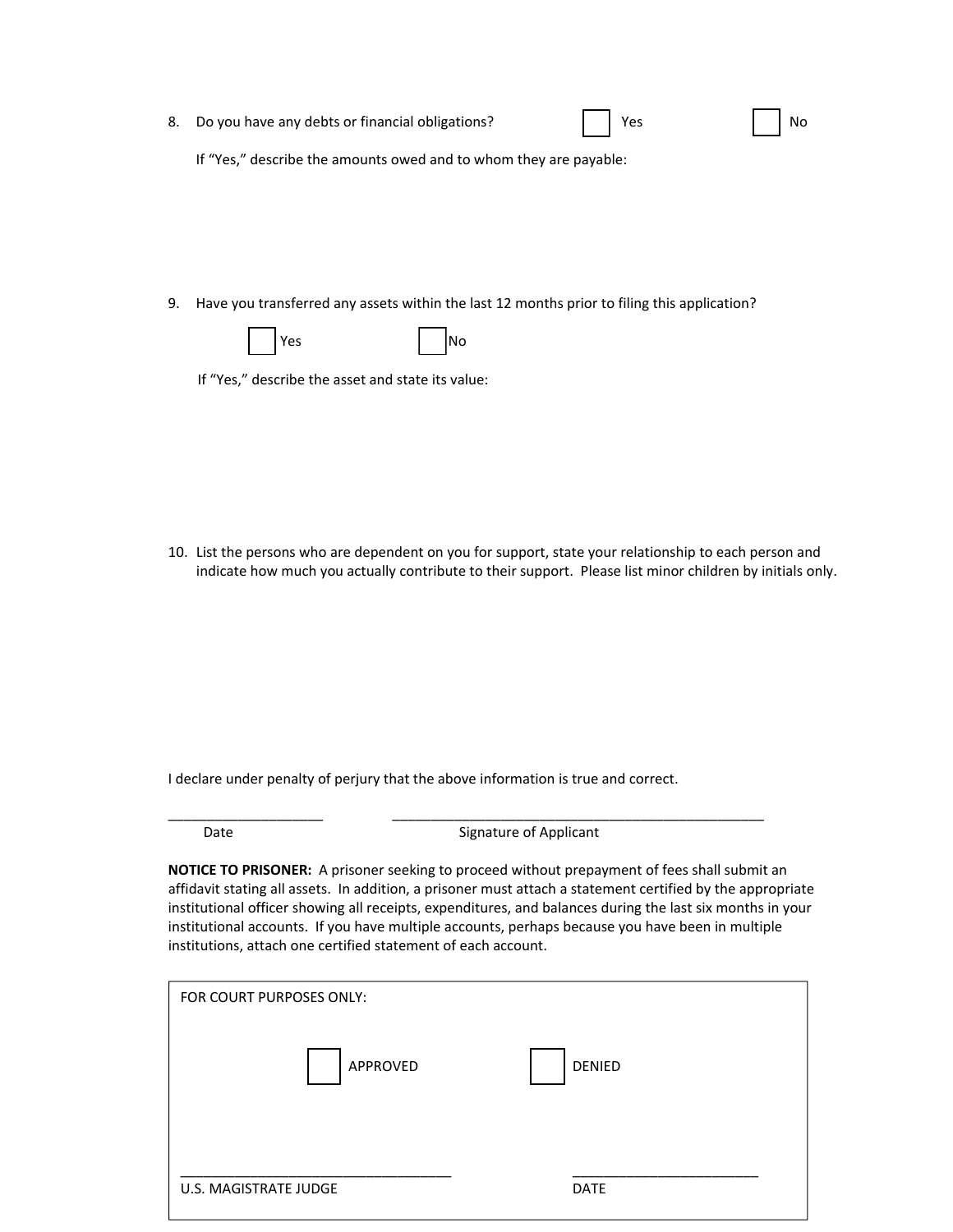8. Do you have any debts or financial obligations? ☐ Yes ☐ No

   If "Yes," describe the amounts owed and to whom they are payable:

9. Have you transferred any assets within the last 12 months prior to filing this application?

   ☐ Yes ☐ No

   If "Yes," describe the asset and state its value:

10. List the persons who are dependent on you for support, state your relationship to each person and indicate how much you actually contribute to their support. Please list minor children by initials only.

I declare under penalty of perjury that the above information is true and correct.

____________________ ___________________________________________________

Date Signature of Applicant

**NOTICE TO PRISONER:** A prisoner seeking to proceed without prepayment of fees shall submit an affidavit stating all assets. In addition, a prisoner must attach a statement certified by the appropriate institutional officer showing all receipts, expenditures, and balances during the last six months in your institutional accounts. If you have multiple accounts, perhaps because you have been in multiple institutions, attach one certified statement of each account.

FOR COURT PURPOSES ONLY:

☐ APPROVED ☐ DENIED

___________________________________ ________________________

U.S. MAGISTRATE JUDGE DATE